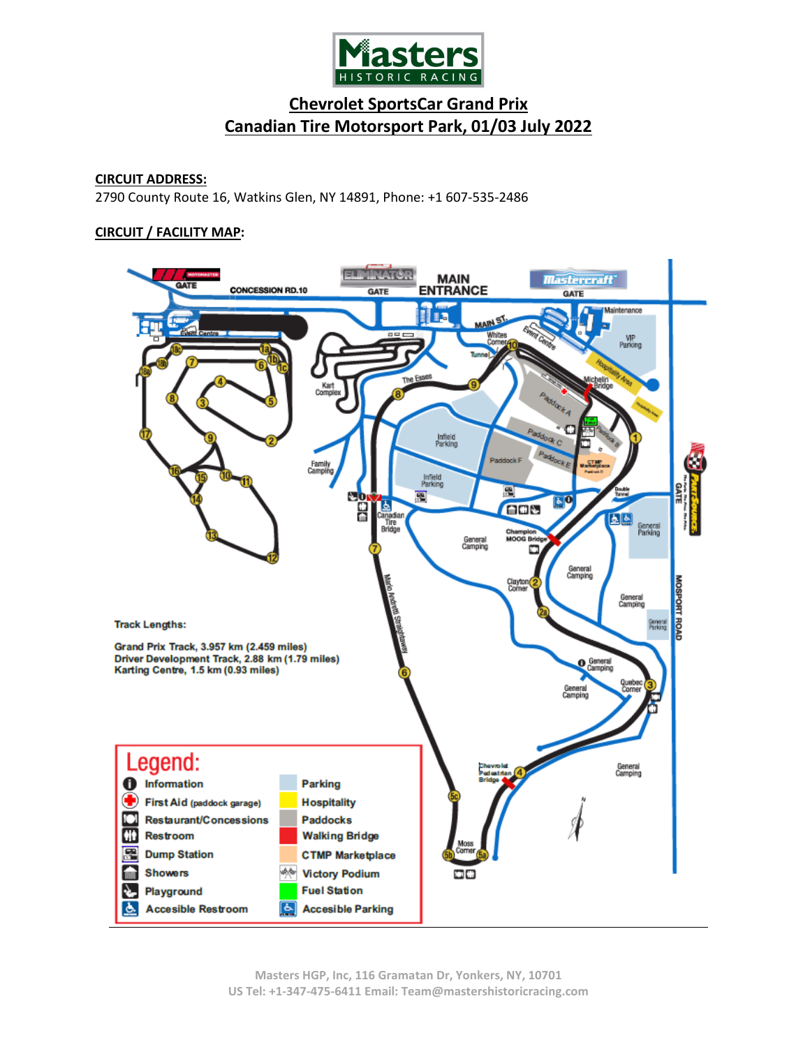# Chevrolet SportsCar Grand Prix
# Canadian Tire Motorsport Park, 01/03 July 2022

**CIRCUIT ADDRESS:**
2790 County Route 16, Watkins Glen, NY 14891, Phone: +1 607-535-2486

**CIRCUIT / FACILITY MAP:**

Track Lengths:

Grand Prix Track, 3.957 km (2.459 miles)
Driver Development Track, 2.88 km (1.79 miles)
Karting Centre, 1.5 km (0.93 miles)

**Legend:**

| | |
|---|---|
| Information | Parking |
| First Aid (paddock garage) | Hospitality |
| Restroom/Concessions | Paddocks |
| Restroom | Walking Bridge |
| Dump Station | CTMP Marketplace |
| Showers | Victory Podium |
| Playground | Fuel Station |
| Accesible Restroom | Accesible Parking |

Masters HGP, Inc, 116 Gramatan Dr, Yonkers, NY, 10701
US Tel: +1-347-475-6411 Email: Team@mastershistoricracing.com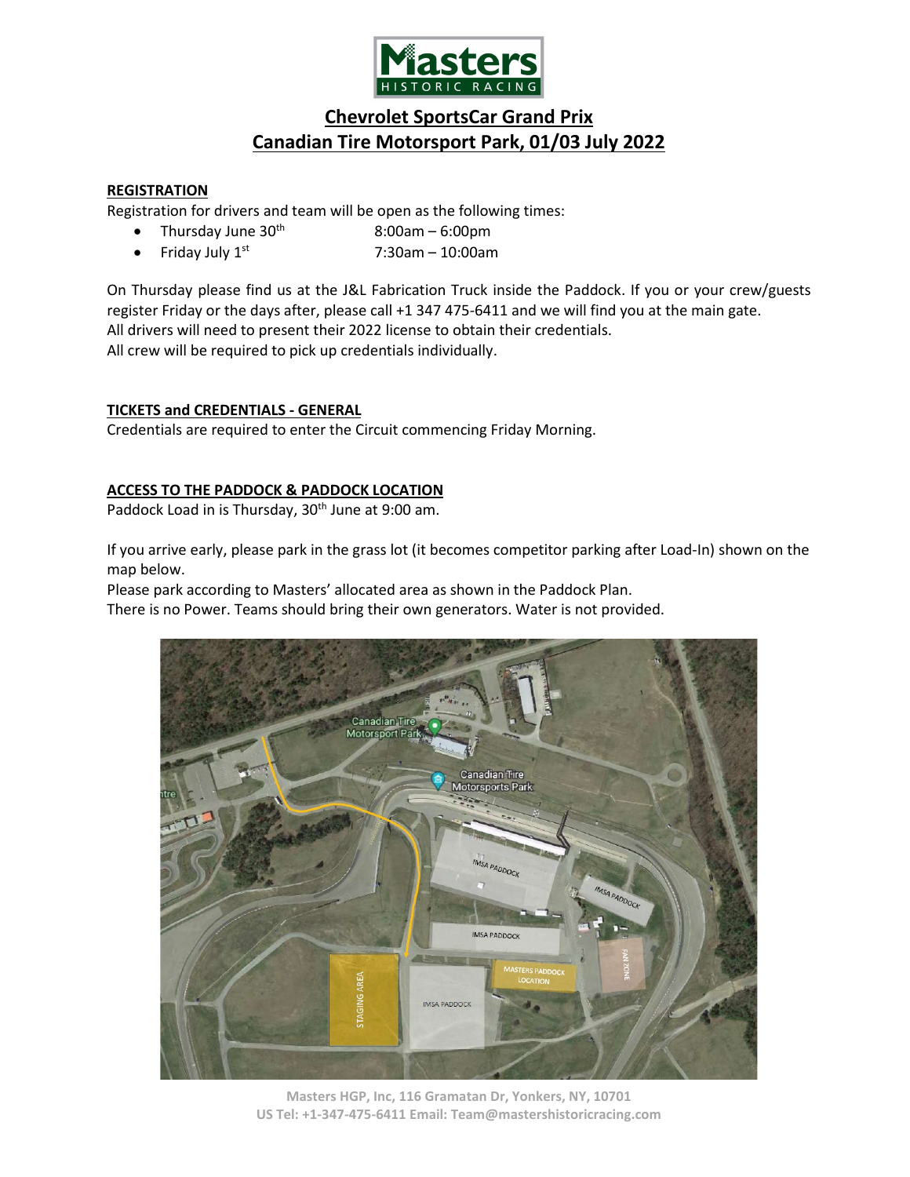# Chevrolet SportsCar Grand Prix
# Canadian Tire Motorsport Park, 01/03 July 2022

## REGISTRATION

Registration for drivers and team will be open as the following times:

- Thursday June 30th 8:00am – 6:00pm
- Friday July 1st 7:30am – 10:00am

On Thursday please find us at the J&L Fabrication Truck inside the Paddock. If you or your crew/guests register Friday or the days after, please call +1 347 475-6411 and we will find you at the main gate.
All drivers will need to present their 2022 license to obtain their credentials.
All crew will be required to pick up credentials individually.

## TICKETS and CREDENTIALS - GENERAL

Credentials are required to enter the Circuit commencing Friday Morning.

## ACCESS TO THE PADDOCK & PADDOCK LOCATION

Paddock Load in is Thursday, 30th June at 9:00 am.

If you arrive early, please park in the grass lot (it becomes competitor parking after Load-In) shown on the map below.
Please park according to Masters' allocated area as shown in the Paddock Plan.
There is no Power. Teams should bring their own generators. Water is not provided.

Masters HGP, Inc, 116 Gramatan Dr, Yonkers, NY, 10701
US Tel: +1-347-475-6411 Email: Team@mastershistoricracing.com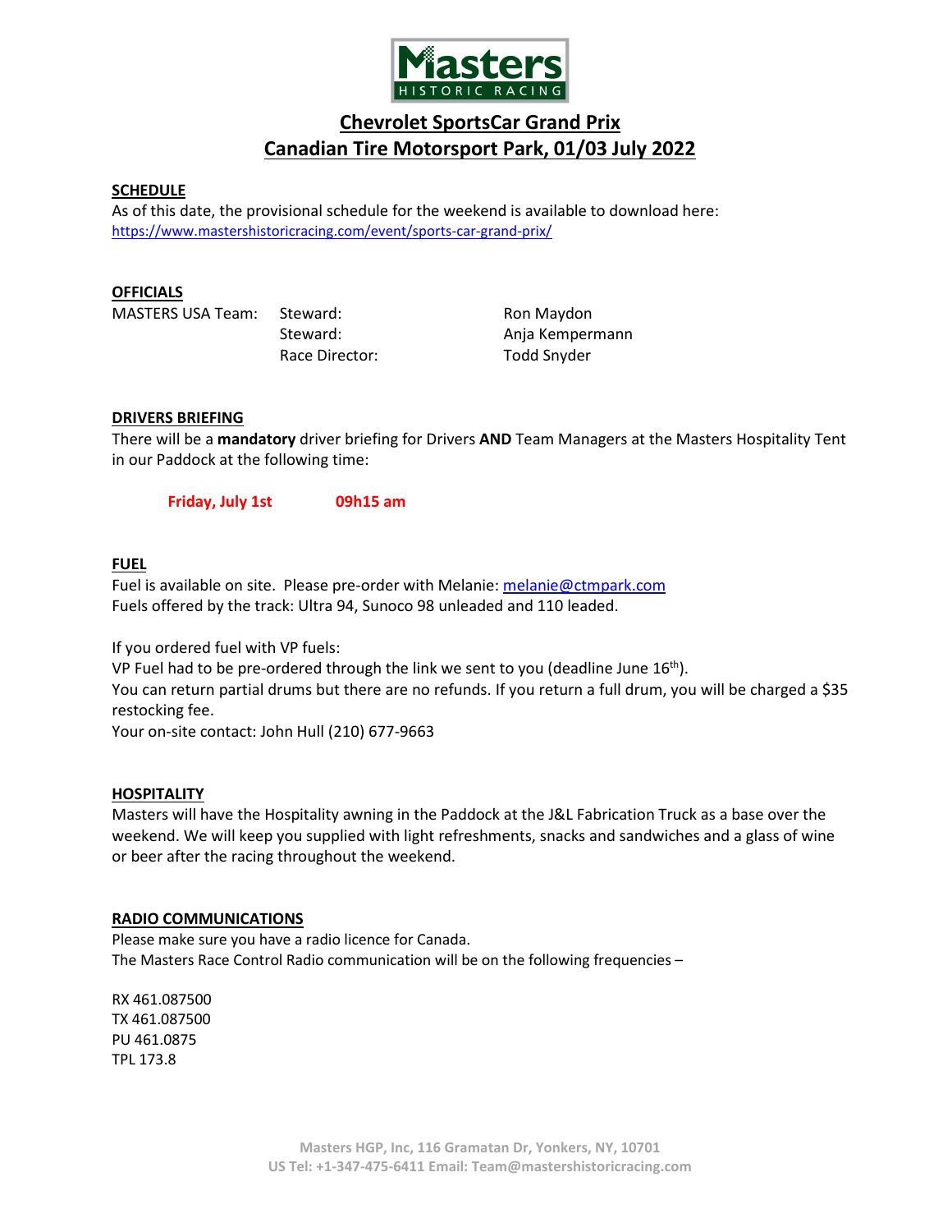**Masters HISTORIC RACING**

# Chevrolet SportsCar Grand Prix
# Canadian Tire Motorsport Park, 01/03 July 2022

## SCHEDULE

As of this date, the provisional schedule for the weekend is available to download here:
https://www.mastershistoricracing.com/event/sports-car-grand-prix/

## OFFICIALS

| MASTERS USA Team: | Steward: | Ron Maydon |
|---|---|---|
| | Steward: | Anja Kempermann |
| | Race Director: | Todd Snyder |

## DRIVERS BRIEFING

There will be a **mandatory** driver briefing for Drivers **AND** Team Managers at the Masters Hospitality Tent in our Paddock at the following time:

**Friday, July 1st** **09h15 am**

## FUEL

Fuel is available on site. Please pre-order with Melanie: melanie@ctmpark.com
Fuels offered by the track: Ultra 94, Sunoco 98 unleaded and 110 leaded.

If you ordered fuel with VP fuels:
VP Fuel had to be pre-ordered through the link we sent to you (deadline June 16th).
You can return partial drums but there are no refunds. If you return a full drum, you will be charged a $35 restocking fee.
Your on-site contact: John Hull (210) 677-9663

## HOSPITALITY

Masters will have the Hospitality awning in the Paddock at the J&L Fabrication Truck as a base over the weekend. We will keep you supplied with light refreshments, snacks and sandwiches and a glass of wine or beer after the racing throughout the weekend.

## RADIO COMMUNICATIONS

Please make sure you have a radio licence for Canada.
The Masters Race Control Radio communication will be on the following frequencies –

RX 461.087500
TX 461.087500
PU 461.0875
TPL 173.8

Masters HGP, Inc, 116 Gramatan Dr, Yonkers, NY, 10701
US Tel: +1-347-475-6411 Email: Team@mastershistoricracing.com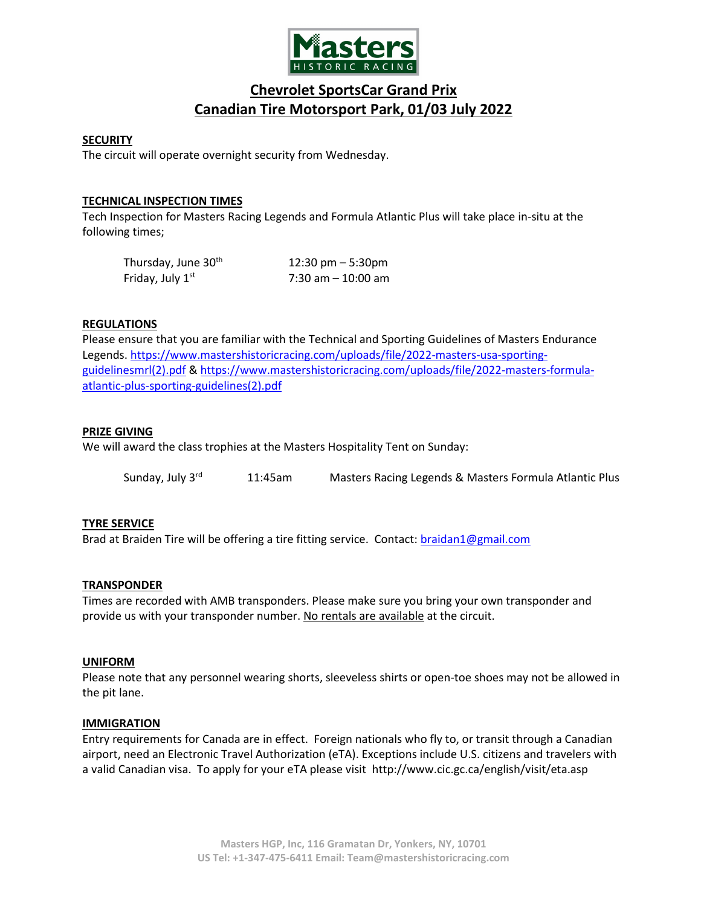# Chevrolet SportsCar Grand Prix
# Canadian Tire Motorsport Park, 01/03 July 2022

## SECURITY

The circuit will operate overnight security from Wednesday.

## TECHNICAL INSPECTION TIMES

Tech Inspection for Masters Racing Legends and Formula Atlantic Plus will take place in-situ at the following times;

| | |
|---|---|
| Thursday, June 30th | 12:30 pm – 5:30pm |
| Friday, July 1st | 7:30 am – 10:00 am |

## REGULATIONS

Please ensure that you are familiar with the Technical and Sporting Guidelines of Masters Endurance Legends. https://www.mastershistoricracing.com/uploads/file/2022-masters-usa-sporting-guidelinesmrl(2).pdf & https://www.mastershistoricracing.com/uploads/file/2022-masters-formula-atlantic-plus-sporting-guidelines(2).pdf

## PRIZE GIVING

We will award the class trophies at the Masters Hospitality Tent on Sunday:

| | | |
|---|---|---|
| Sunday, July 3rd | 11:45am | Masters Racing Legends & Masters Formula Atlantic Plus |

## TYRE SERVICE

Brad at Braiden Tire will be offering a tire fitting service. Contact: braidan1@gmail.com

## TRANSPONDER

Times are recorded with AMB transponders. Please make sure you bring your own transponder and provide us with your transponder number. No rentals are available at the circuit.

## UNIFORM

Please note that any personnel wearing shorts, sleeveless shirts or open-toe shoes may not be allowed in the pit lane.

## IMMIGRATION

Entry requirements for Canada are in effect. Foreign nationals who fly to, or transit through a Canadian airport, need an Electronic Travel Authorization (eTA). Exceptions include U.S. citizens and travelers with a valid Canadian visa. To apply for your eTA please visit http://www.cic.gc.ca/english/visit/eta.asp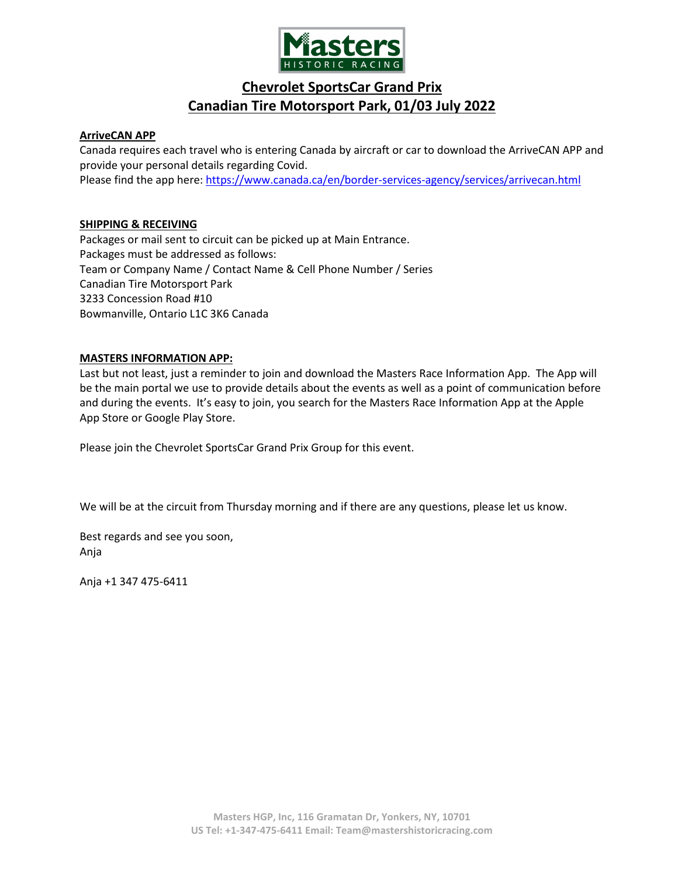# Chevrolet SportsCar Grand Prix
## Canadian Tire Motorsport Park, 01/03 July 2022

**ArriveCAN APP**

Canada requires each travel who is entering Canada by aircraft or car to download the ArriveCAN APP and provide your personal details regarding Covid.
Please find the app here: https://www.canada.ca/en/border-services-agency/services/arrivecan.html

**SHIPPING & RECEIVING**

Packages or mail sent to circuit can be picked up at Main Entrance.
Packages must be addressed as follows:
Team or Company Name / Contact Name & Cell Phone Number / Series
Canadian Tire Motorsport Park
3233 Concession Road #10
Bowmanville, Ontario L1C 3K6 Canada

**MASTERS INFORMATION APP:**

Last but not least, just a reminder to join and download the Masters Race Information App. The App will be the main portal we use to provide details about the events as well as a point of communication before and during the events. It's easy to join, you search for the Masters Race Information App at the Apple App Store or Google Play Store.

Please join the Chevrolet SportsCar Grand Prix Group for this event.

We will be at the circuit from Thursday morning and if there are any questions, please let us know.

Best regards and see you soon,
Anja

Anja +1 347 475-6411

Masters HGP, Inc, 116 Gramatan Dr, Yonkers, NY, 10701
US Tel: +1-347-475-6411 Email: Team@mastershistoricracing.com